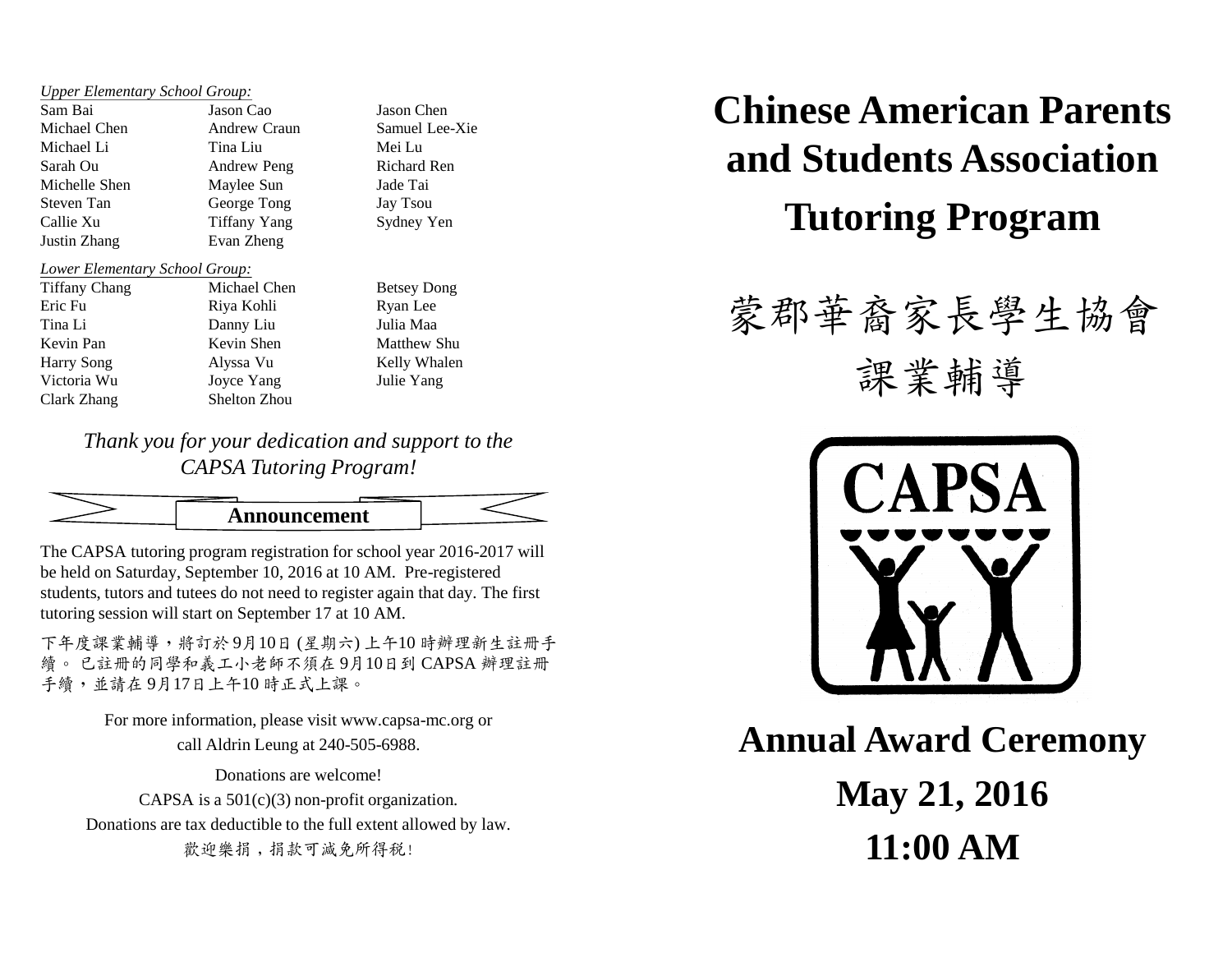*Upper Elementary School Group:*

| | | |
|---|---|---|
| Sam Bai | Jason Cao | Jason Chen |
| Michael Chen | Andrew Craun | Samuel Lee-Xie |
| Michael Li | Tina Liu | Mei Lu |
| Sarah Ou | Andrew Peng | Richard Ren |
| Michelle Shen | Maylee Sun | Jade Tai |
| Steven Tan | George Tong | Jay Tsou |
| Callie Xu | Tiffany Yang | Sydney Yen |
| Justin Zhang | Evan Zheng | |

*Lower Elementary School Group:*

| | | |
|---|---|---|
| Tiffany Chang | Michael Chen | Betsey Dong |
| Eric Fu | Riya Kohli | Ryan Lee |
| Tina Li | Danny Liu | Julia Maa |
| Kevin Pan | Kevin Shen | Matthew Shu |
| Harry Song | Alyssa Vu | Kelly Whalen |
| Victoria Wu | Joyce Yang | Julie Yang |
| Clark Zhang | Shelton Zhou | |

*Thank you for your dedication and support to the CAPSA Tutoring Program!*

**Announcement**

The CAPSA tutoring program registration for school year 2016-2017 will be held on Saturday, September 10, 2016 at 10 AM. Pre-registered students, tutors and tutees do not need to register again that day. The first tutoring session will start on September 17 at 10 AM.

下年度課業輔導，將訂於9月10日 (星期六) 上午10 時辦理新生註冊手續。 已註冊的同學和義工小老師不須在 9月10日到 CAPSA 辦理註冊手續，並請在 9月17日上午10 時正式上課。

For more information, please visit www.capsa-mc.org or call Aldrin Leung at 240-505-6988.

Donations are welcome!

CAPSA is a 501(c)(3) non-profit organization.

Donations are tax deductible to the full extent allowed by law.

歡迎樂捐，捐款可減免所得稅!

# Chinese American Parents and Students Association Tutoring Program

# 蒙郡華裔家長學生協會 課業輔導

CAPSA

# Annual Award Ceremony

## May 21, 2016

## 11:00 AM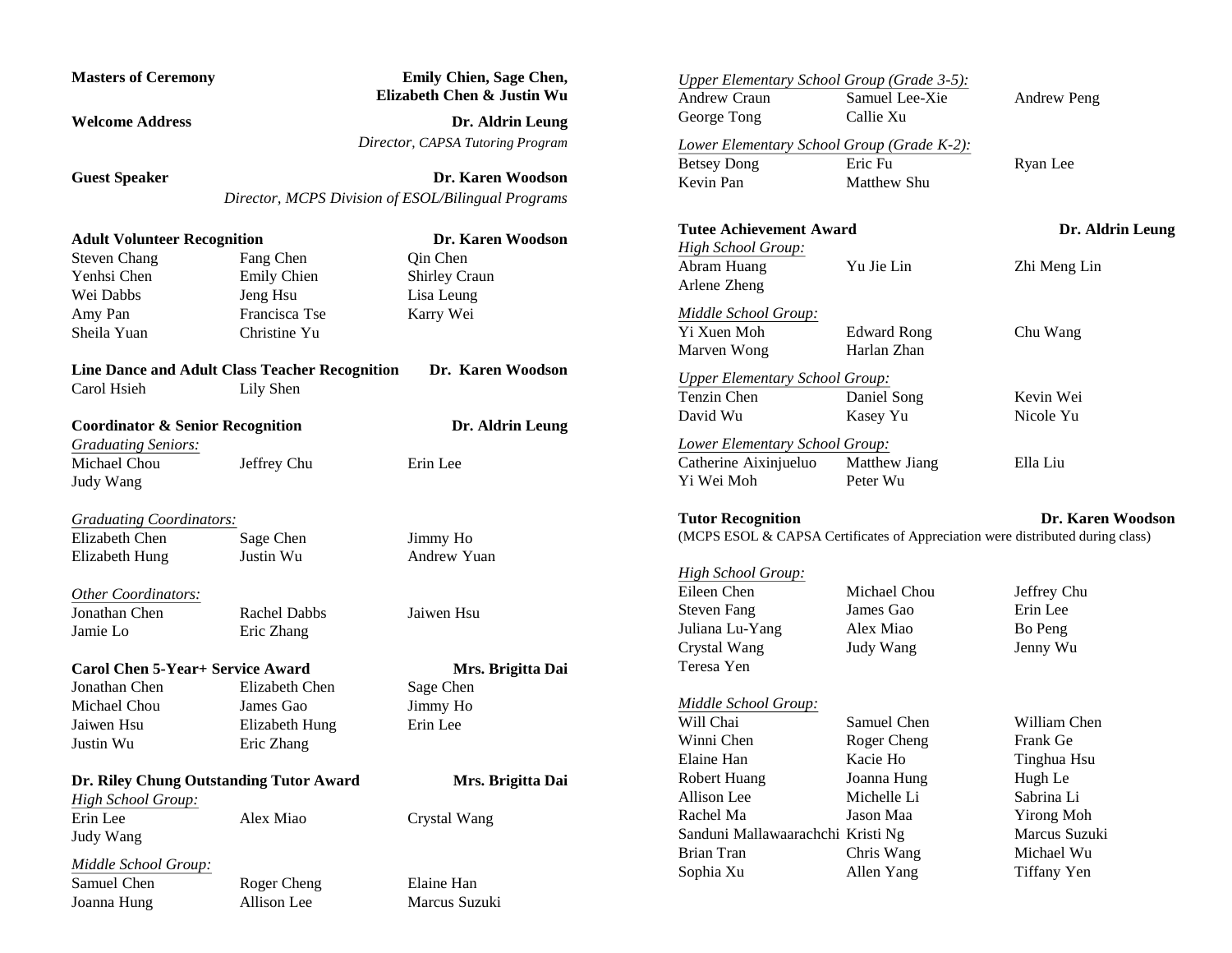**Masters of Ceremony** — **Emily Chien, Sage Chen, Elizabeth Chen & Justin Wu**

**Welcome Address** — **Dr. Aldrin Leung**
*Director, CAPSA Tutoring Program*

**Guest Speaker** — **Dr. Karen Woodson**
*Director, MCPS Division of ESOL/Bilingual Programs*

**Adult Volunteer Recognition** — **Dr. Karen Woodson**

| | | |
|---|---|---|
| Steven Chang | Fang Chen | Qin Chen |
| Yenhsi Chen | Emily Chien | Shirley Craun |
| Wei Dabbs | Jeng Hsu | Lisa Leung |
| Amy Pan | Francisca Tse | Karry Wei |
| Sheila Yuan | Christine Yu | |

**Line Dance and Adult Class Teacher Recognition** — **Dr. Karen Woodson**

| | |
|---|---|
| Carol Hsieh | Lily Shen |

**Coordinator & Senior Recognition** — **Dr. Aldrin Leung**

*Graduating Seniors:*

| | | |
|---|---|---|
| Michael Chou | Jeffrey Chu | Erin Lee |
| Judy Wang | | |

*Graduating Coordinators:*

| | | |
|---|---|---|
| Elizabeth Chen | Sage Chen | Jimmy Ho |
| Elizabeth Hung | Justin Wu | Andrew Yuan |

*Other Coordinators:*

| | | |
|---|---|---|
| Jonathan Chen | Rachel Dabbs | Jaiwen Hsu |
| Jamie Lo | Eric Zhang | |

**Carol Chen 5-Year+ Service Award** — **Mrs. Brigitta Dai**

| | | |
|---|---|---|
| Jonathan Chen | Elizabeth Chen | Sage Chen |
| Michael Chou | James Gao | Jimmy Ho |
| Jaiwen Hsu | Elizabeth Hung | Erin Lee |
| Justin Wu | Eric Zhang | |

**Dr. Riley Chung Outstanding Tutor Award** — **Mrs. Brigitta Dai**

*High School Group:*

| | | |
|---|---|---|
| Erin Lee | Alex Miao | Crystal Wang |
| Judy Wang | | |

*Middle School Group:*

| | | |
|---|---|---|
| Samuel Chen | Roger Cheng | Elaine Han |
| Joanna Hung | Allison Lee | Marcus Suzuki |

*Upper Elementary School Group (Grade 3-5):*

| | | |
|---|---|---|
| Andrew Craun | Samuel Lee-Xie | Andrew Peng |
| George Tong | Callie Xu | |

*Lower Elementary School Group (Grade K-2):*

| | | |
|---|---|---|
| Betsey Dong | Eric Fu | Ryan Lee |
| Kevin Pan | Matthew Shu | |

**Tutee Achievement Award** — **Dr. Aldrin Leung**

*High School Group:*

| | | |
|---|---|---|
| Abram Huang | Yu Jie Lin | Zhi Meng Lin |
| Arlene Zheng | | |

*Middle School Group:*

| | | |
|---|---|---|
| Yi Xuen Moh | Edward Rong | Chu Wang |
| Marven Wong | Harlan Zhan | |

*Upper Elementary School Group:*

| | | |
|---|---|---|
| Tenzin Chen | Daniel Song | Kevin Wei |
| David Wu | Kasey Yu | Nicole Yu |

*Lower Elementary School Group:*

| | | |
|---|---|---|
| Catherine Aixinjueluo | Matthew Jiang | Ella Liu |
| Yi Wei Moh | Peter Wu | |

**Tutor Recognition** — **Dr. Karen Woodson**
(MCPS ESOL & CAPSA Certificates of Appreciation were distributed during class)

*High School Group:*

| | | |
|---|---|---|
| Eileen Chen | Michael Chou | Jeffrey Chu |
| Steven Fang | James Gao | Erin Lee |
| Juliana Lu-Yang | Alex Miao | Bo Peng |
| Crystal Wang | Judy Wang | Jenny Wu |
| Teresa Yen | | |

*Middle School Group:*

| | | |
|---|---|---|
| Will Chai | Samuel Chen | William Chen |
| Winni Chen | Roger Cheng | Frank Ge |
| Elaine Han | Kacie Ho | Tinghua Hsu |
| Robert Huang | Joanna Hung | Hugh Le |
| Allison Lee | Michelle Li | Sabrina Li |
| Rachel Ma | Jason Maa | Yirong Moh |
| Sanduni Mallawaarachchi | Kristi Ng | Marcus Suzuki |
| Brian Tran | Chris Wang | Michael Wu |
| Sophia Xu | Allen Yang | Tiffany Yen |